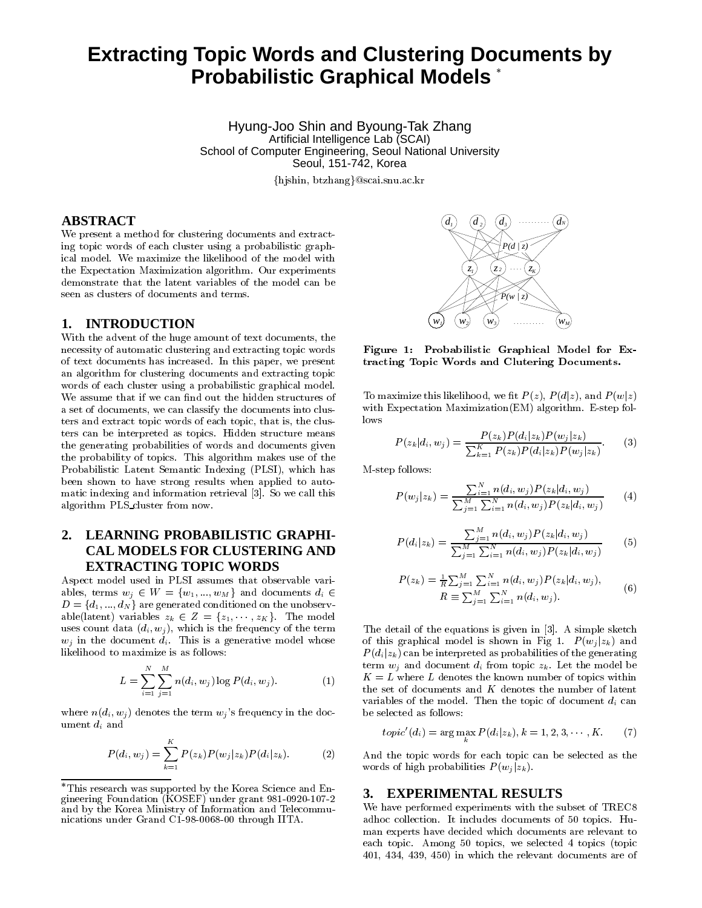# Extracting Topic Words and Clustering Documents by Probabilistic Graphical Models *

Hyung-Joo Shin and Byoung-Tak Zhang
Artificial Intelligence Lab (SCAI)
School of Computer Engineering, Seoul National University
Seoul, 151-742, Korea
{hjshin, btzhang}@scai.snu.ac.kr

## ABSTRACT

We present a method for clustering documents and extracting topic words of each cluster using a probabilistic graphical model. We maximize the likelihood of the model with the Expectation Maximization algorithm. Our experiments demonstrate that the latent variables of the model can be seen as clusters of documents and terms.

## 1. INTRODUCTION

With the advent of the huge amount of text documents, the necessity of automatic clustering and extracting topic words of text documents has increased. In this paper, we present an algorithm for clustering documents and extracting topic words of each cluster using a probabilistic graphical model. We assume that if we can find out the hidden structures of a set of documents, we can classify the documents into clusters and extract topic words of each topic, that is, the clusters can be interpreted as topics. Hidden structure means the generating probabilities of words and documents given the probability of topics. This algorithm makes use of the Probabilistic Latent Semantic Indexing (PLSI), which has been shown to have strong results when applied to automatic indexing and information retrieval [3]. So we call this algorithm PLS_cluster from now.

## 2. LEARNING PROBABILISTIC GRAPHICAL MODELS FOR CLUSTERING AND EXTRACTING TOPIC WORDS

Aspect model used in PLSI assumes that observable variables, terms $w_j \in W = \{w_1, ..., w_M\}$ and documents $d_i \in D = \{d_1, ..., d_N\}$ are generated conditioned on the unobservable(latent) variables $z_k \in Z = \{z_1, \cdots, z_K\}$. The model uses count data $(d_i, w_j)$, which is the frequency of the term $w_j$ in the document $d_i$. This is a generative model whose likelihood to maximize is as follows:

$$L = \sum_{i=1}^{N} \sum_{j=1}^{M} n(d_i, w_j) \log P(d_i, w_j). \tag{1}$$

where $n(d_i, w_j)$ denotes the term $w_j$'s frequency in the document $d_i$ and

$$P(d_i, w_j) = \sum_{k=1}^{K} P(z_k) P(w_j|z_k) P(d_i|z_k). \tag{2}$$

Figure 1: Probabilistic Graphical Model for Extracting Topic Words and Clutering Documents.

To maximize this likelihood, we fit $P(z)$, $P(d|z)$, and $P(w|z)$ with Expectation Maximization(EM) algorithm. E-step follows

$$P(z_k|d_i, w_j) = \frac{P(z_k)P(d_i|z_k)P(w_j|z_k)}{\sum_{k=1}^{K} P(z_k)P(d_i|z_k)P(w_j|z_k)}. \tag{3}$$

M-step follows:

$$P(w_j|z_k) = \frac{\sum_{i=1}^{N} n(d_i, w_j) P(z_k|d_i, w_j)}{\sum_{j=1}^{M} \sum_{i=1}^{N} n(d_i, w_j) P(z_k|d_i, w_j)} \tag{4}$$

$$P(d_i|z_k) = \frac{\sum_{j=1}^{M} n(d_i, w_j) P(z_k|d_i, w_j)}{\sum_{j=1}^{M} \sum_{i=1}^{N} n(d_i, w_j) P(z_k|d_i, w_j)} \tag{5}$$

$$\begin{aligned} P(z_k) &= \tfrac{1}{R} \textstyle\sum_{j=1}^{M} \sum_{i=1}^{N} n(d_i, w_j) P(z_k|d_i, w_j), \\ R &\equiv \textstyle\sum_{j=1}^{M} \sum_{i=1}^{N} n(d_i, w_j). \end{aligned} \tag{6}$$

The detail of the equations is given in [3]. A simple sketch of this graphical model is shown in Fig 1. $P(w_j|z_k)$ and $P(d_i|z_k)$ can be interpreted as probabilities of the generating term $w_j$ and document $d_i$ from topic $z_k$. Let the model be $K = L$ where $L$ denotes the known number of topics within the set of documents and $K$ denotes the number of latent variables of the model. Then the topic of document $d_i$ can be selected as follows:

$$topic'(d_i) = \arg\max_k P(d_i|z_k), k = 1, 2, 3, \cdots, K. \tag{7}$$

And the topic words for each topic can be selected as the words of high probabilities $P(w_j|z_k)$.

## 3. EXPERIMENTAL RESULTS

We have performed experiments with the subset of TREC8 adhoc collection. It includes documents of 50 topics. Human experts have decided which documents are relevant to each topic. Among 50 topics, we selected 4 topics (topic 401, 434, 439, 450) in which the relevant documents are of

*This research was supported by the Korea Science and Engineering Foundation (KOSEF) under grant 981-0920-107-2 and by the Korea Ministry of Information and Telecommunications under Grand C1-98-0068-00 through IITA.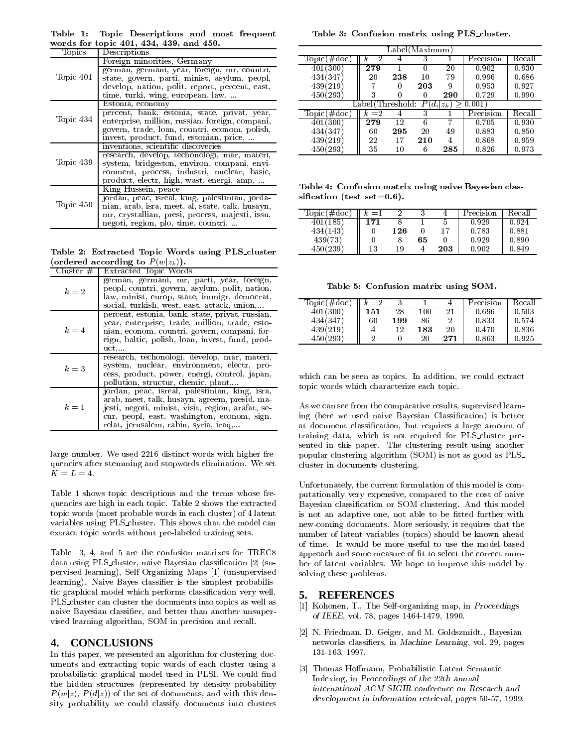**Table 1: Topic Descriptions and most frequent words for topic 401, 434, 439, and 450.**

| Topics | Descriptions |
|---|---|
| Topic 401 | Foreign minorities, Germany |
| | german, germani, mr, year, foreign, mr, countri, state, govern, parti, minist, asylum, peopl, develop, nation, polit, report, percent, east, time, turki, wing, european, law, ... |
| Topic 434 | Estonia, economy |
| | percent, bank, estonia, state, privat, year, enterprise, million, russian, foreign, compani, govern, trade, loan, countri, econom, polish, invest, product, fund, estonian, price, ... |
| Topic 439 | inventions, scientific discoveries |
| | research, develop, techonologi, mar, materi, system, bridgeston, environ, compani, environment, process, industri, nuclear, basic, product, electr, high, wast, energi, amp, ... |
| Topic 450 | King Hussein, peace |
| | jordan, peac, isreal, king, palestinian, jordanian, arab, isra, meet, al, state, talk, husayn, mr, crystallian, presi, process, majesti, issu, negoti, region, plo, time, countri, ... |

**Table 2: Extracted Topic Words using PLS_cluster (ordered according to $P(w|z_k)$).**

| Cluster # | Extracted Topic Words |
|---|---|
| $k=2$ | german, germani, mr, parti, year, foreign, peopl, countri, govern, asylum, polit, nation, law, minist, europ, state, immigr, democrat, social, turkish, west, east, attack, union,... |
| $k=4$ | percent, estonia, bank, state, privat, russian, year, enterprise, trade, million, trade, estonian, econom, countri, govern, compani, foreign, baltic, polish, loan, invest, fund, product,... |
| $k=3$ | research, techonologi, develop, mar, materi, system, nuclear, environment, electr, process, product, power, energi, control, japan, pollution, structur, chemic, plant,... |
| $k=1$ | jordan, peac, isreal, palestinian, king, isra, arab, meet, talk, husayn, agreem, presid, majesti, negoti, minist, visit, region, arafat, secur, peopl, east, washington, econom, sign, relat, jerusalem, rabin, syria, iraq,... |

large number. We used 2216 distinct words with higher frequencies after stemming and stopwords elimination. We set $K = L = 4$.

Table 1 shows topic descriptions and the terms whose frequencies are high in each topic. Table 2 shows the extracted topic words (most probable words in each cluster) of 4 latent variables using PLS_cluster. This shows that the model can extract topic words without pre-labeled training sets.

Table 3, 4, and 5 are the confusion matrixes for TREC8 data using PLS_cluster, naive Bayesian classification [2] (supervised learning), Self-Organizing Maps [1] (unsupervised learning). Naive Bayes classifier is the simplest probabilistic graphical model which performs classification very well. PLS_cluster can cluster the documents into topics as well as naive Bayesian classifier, and better than another unsupervised learning algorithm, SOM in precision and recall.

## 4. CONCLUSIONS

In this paper, we presented an algorithm for clustering documents and extracting topic words of each cluster using a probabilistic graphical model used in PLSI. We could find the hidden structures (represented by density probability $P(w|z)$, $P(d|z)$) of the set of documents, and with this density probability we could classify documents into clusters which can be seen as topics. In addition, we could extract topic words which characterize each topic.

**Table 3: Confusion matrix using PLS_cluster.**

| | Label(Maximum) | | | | | |
|---|---|---|---|---|---|---|
| Topic(#doc) | $k=2$ | 4 | 3 | 1 | Precision | Recall |
| 401(300) | **279** | 1 | 0 | 20 | 0.902 | 0.930 |
| 434(347) | 20 | **238** | 10 | 79 | 0.996 | 0.686 |
| 439(219) | 7 | 0 | **203** | 9 | 0.953 | 0.927 |
| 450(293) | 3 | 0 | 0 | **290** | 0.729 | 0.990 |
| | Label(Threshold: $P(d_i|z_k) \geq 0.001$) | | | | | |
| Topic(#doc) | $k=2$ | 4 | 3 | 1 | Precision | Recall |
| 401(300) | **279** | 12 | 6 | 7 | 0.705 | 0.930 |
| 434(347) | 60 | **295** | 20 | 49 | 0.883 | 0.850 |
| 439(219) | 22 | 17 | **210** | 4 | 0.868 | 0.959 |
| 450(293) | 35 | 10 | 6 | **285** | 0.826 | 0.973 |

**Table 4: Confusion matrix using naive Bayesian classification (test set=0.6).**

| Topic(#doc) | $k=1$ | 2 | 3 | 4 | Precision | Recall |
|---|---|---|---|---|---|---|
| 401(185) | **171** | 8 | 1 | 5 | 0.929 | 0.924 |
| 434(143) | 0 | **126** | 0 | 17 | 0.783 | 0.881 |
| 439(73) | 0 | 8 | **65** | 0 | 0.929 | 0.890 |
| 450(239) | 13 | 19 | 4 | **203** | 0.902 | 0.849 |

**Table 5: Confusion matrix using SOM.**

| Topic(#doc) | $k=2$ | 3 | 1 | 4 | Precision | Recall |
|---|---|---|---|---|---|---|
| 401(300) | **151** | 28 | 100 | 21 | 0.696 | 0.503 |
| 434(347) | 60 | **199** | 86 | 2 | 0.833 | 0.574 |
| 439(219) | 4 | 12 | **183** | 20 | 0.470 | 0.836 |
| 450(293) | 2 | 0 | 20 | **271** | 0.863 | 0.925 |

As we can see from the comparative results, supervised learning (here we used naive Bayesian Classification) is better at document classification, but requires a large amount of training data, which is not required for PLS_cluster presented in this paper. The clustering result using another popular clustering algorithm (SOM) is not as good as PLS_cluster in documents clustering.

Unfortunately, the current formulation of this model is computationally very expensive, compared to the cost of naive Bayesian classification or SOM clustering. And this model is not an adaptive one, not able to be fitted further with new-coming documents. More seriously, it requires that the number of latent variables (topics) should be known ahead of time. It would be more useful to use the model-based approach and some measure of fit to select the correct number of latent variables. We hope to improve this model by solving these problems.

## 5. REFERENCES

[1] Kohonen, T., The Self-organizing map, in *Proceedings of IEEE*, vol. 78, pages 1464-1479, 1990.

[2] N. Friedman, D. Geiger, and M. Goldszmidt., Bayesian networks classifiers, in *Machine Learning*, vol. 29, pages 131-163, 1997.

[3] Thomas Hoffmann, Probabilistic Latent Semantic Indexing, in *Proceedings of the 22th annual international ACM SIGIR conference on Research and development in information retrieval*, pages 50-57, 1999.